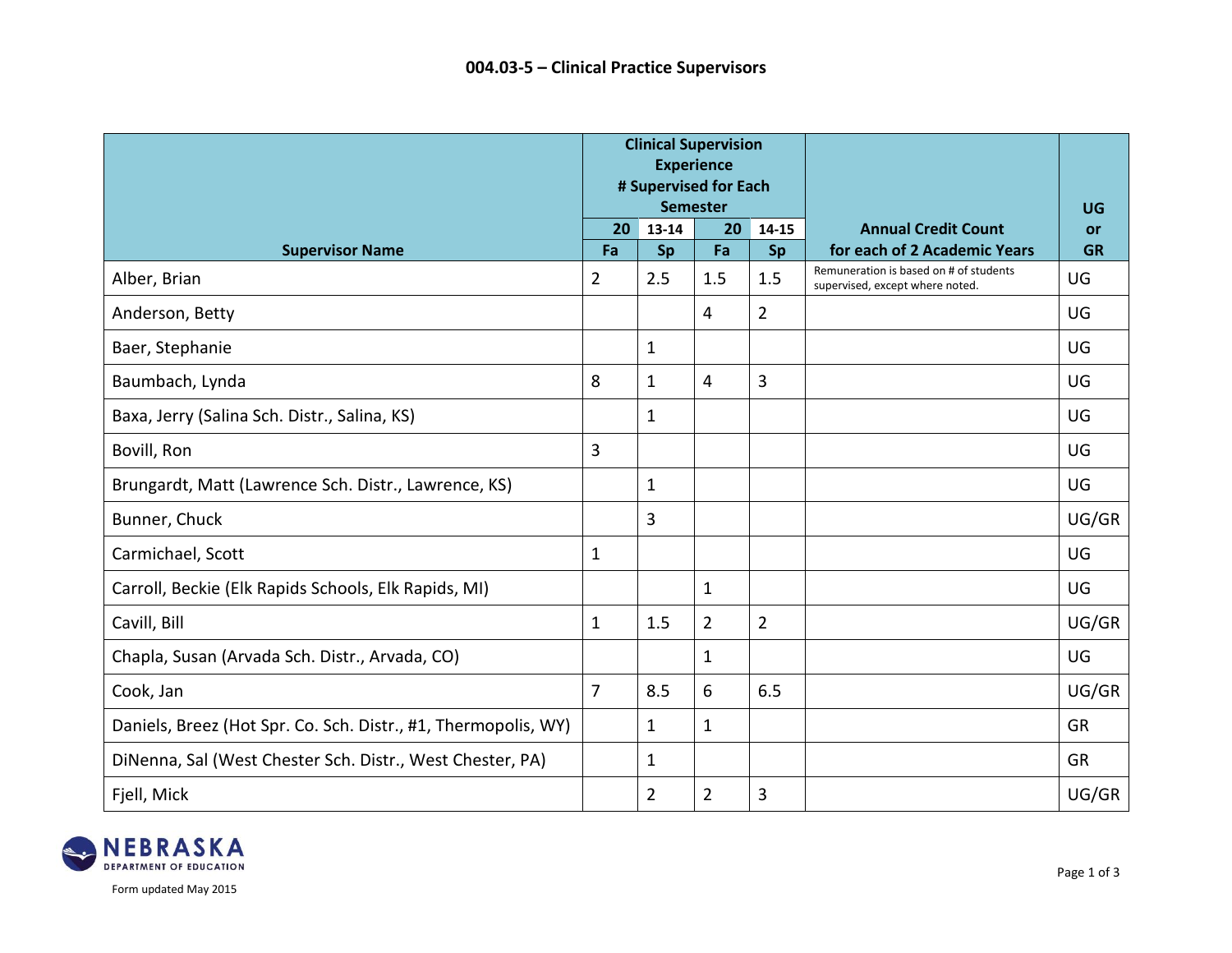## 004.03-5 – Clinical Practice Supervisors

| Supervisor Name | Clinical Supervision Experience # Supervised for Each Semester | | | | Annual Credit Count for each of 2 Academic Years | UG or GR |
|---|---|---|---|---|---|---|
| | 20 | 13-14 | 20 | 14-15 | | |
| | Fa | Sp | Fa | Sp | | |
| Alber, Brian | 2 | 2.5 | 1.5 | 1.5 | Remuneration is based on # of students supervised, except where noted. | UG |
| Anderson, Betty | | | 4 | 2 | | UG |
| Baer, Stephanie | | 1 | | | | UG |
| Baumbach, Lynda | 8 | 1 | 4 | 3 | | UG |
| Baxa, Jerry (Salina Sch. Distr., Salina, KS) | | 1 | | | | UG |
| Bovill, Ron | 3 | | | | | UG |
| Brungardt, Matt (Lawrence Sch. Distr., Lawrence, KS) | | 1 | | | | UG |
| Bunner, Chuck | | 3 | | | | UG/GR |
| Carmichael, Scott | 1 | | | | | UG |
| Carroll, Beckie (Elk Rapids Schools, Elk Rapids, MI) | | | 1 | | | UG |
| Cavill, Bill | 1 | 1.5 | 2 | 2 | | UG/GR |
| Chapla, Susan (Arvada Sch. Distr., Arvada, CO) | | | 1 | | | UG |
| Cook, Jan | 7 | 8.5 | 6 | 6.5 | | UG/GR |
| Daniels, Breez (Hot Spr. Co. Sch. Distr., #1, Thermopolis, WY) | | 1 | 1 | | | GR |
| DiNenna, Sal (West Chester Sch. Distr., West Chester, PA) | | 1 | | | | GR |
| Fjell, Mick | | 2 | 2 | 3 | | UG/GR |

Form updated May 2015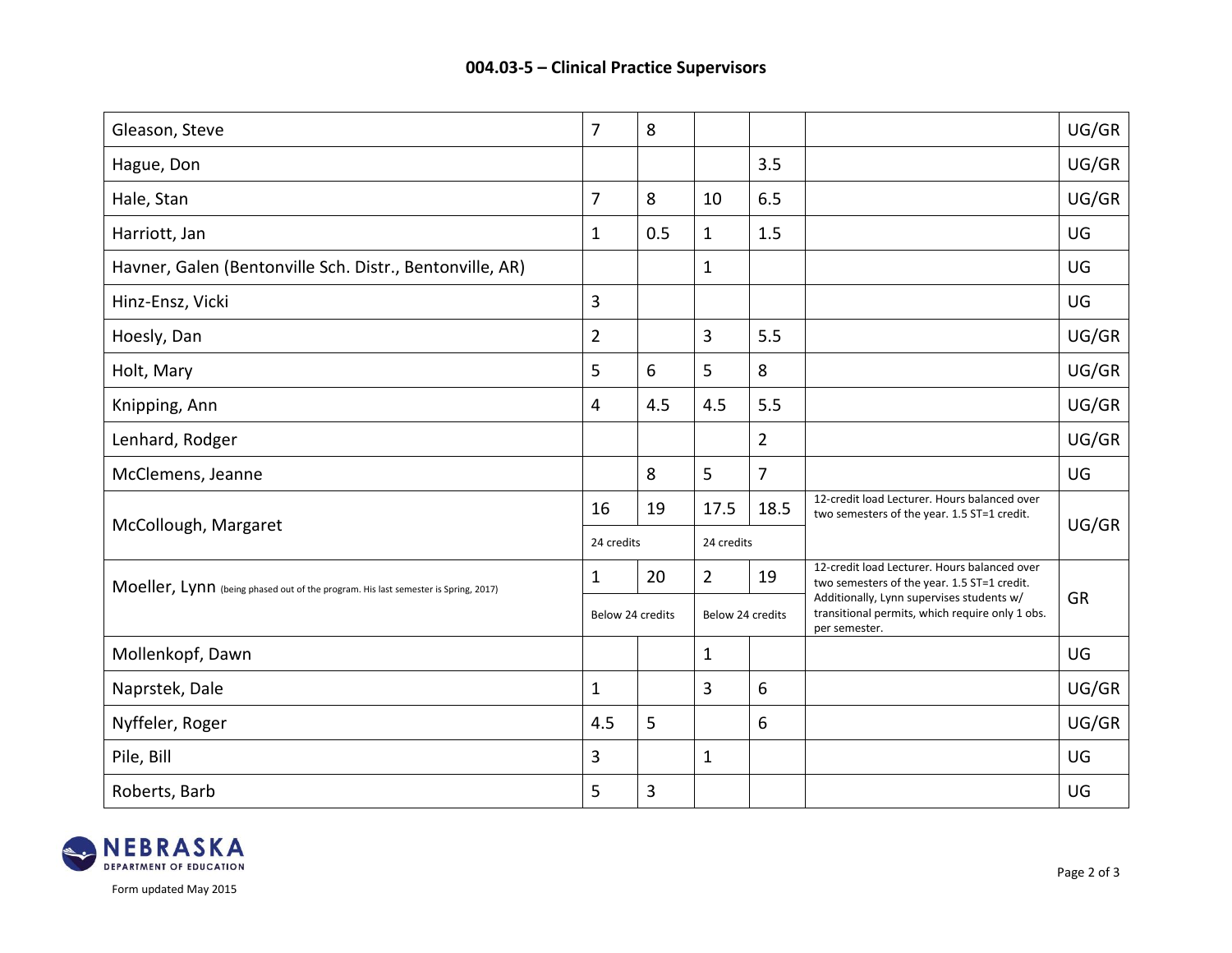## 004.03-5 – Clinical Practice Supervisors

| | | | | | | |
|---|---|---|---|---|---|---|
| Gleason, Steve | 7 | 8 | | | | UG/GR |
| Hague, Don | | | | 3.5 | | UG/GR |
| Hale, Stan | 7 | 8 | 10 | 6.5 | | UG/GR |
| Harriott, Jan | 1 | 0.5 | 1 | 1.5 | | UG |
| Havner, Galen (Bentonville Sch. Distr., Bentonville, AR) | | | 1 | | | UG |
| Hinz-Ensz, Vicki | 3 | | | | | UG |
| Hoesly, Dan | 2 | | 3 | 5.5 | | UG/GR |
| Holt, Mary | 5 | 6 | 5 | 8 | | UG/GR |
| Knipping, Ann | 4 | 4.5 | 4.5 | 5.5 | | UG/GR |
| Lenhard, Rodger | | | | 2 | | UG/GR |
| McClemens, Jeanne | | 8 | 5 | 7 | | UG |
| McCollough, Margaret | 16 | 19 | 17.5 | 18.5 | 12-credit load Lecturer. Hours balanced over two semesters of the year. 1.5 ST=1 credit. | UG/GR |
| | 24 credits | | 24 credits | | | |
| Moeller, Lynn (being phased out of the program. His last semester is Spring, 2017) | 1 | 20 | 2 | 19 | 12-credit load Lecturer. Hours balanced over two semesters of the year. 1.5 ST=1 credit. Additionally, Lynn supervises students w/ transitional permits, which require only 1 obs. per semester. | GR |
| | Below 24 credits | | Below 24 credits | | | |
| Mollenkopf, Dawn | | | 1 | | | UG |
| Naprstek, Dale | 1 | | 3 | 6 | | UG/GR |
| Nyffeler, Roger | 4.5 | 5 | | 6 | | UG/GR |
| Pile, Bill | 3 | | 1 | | | UG |
| Roberts, Barb | 5 | 3 | | | | UG |

Form updated May 2015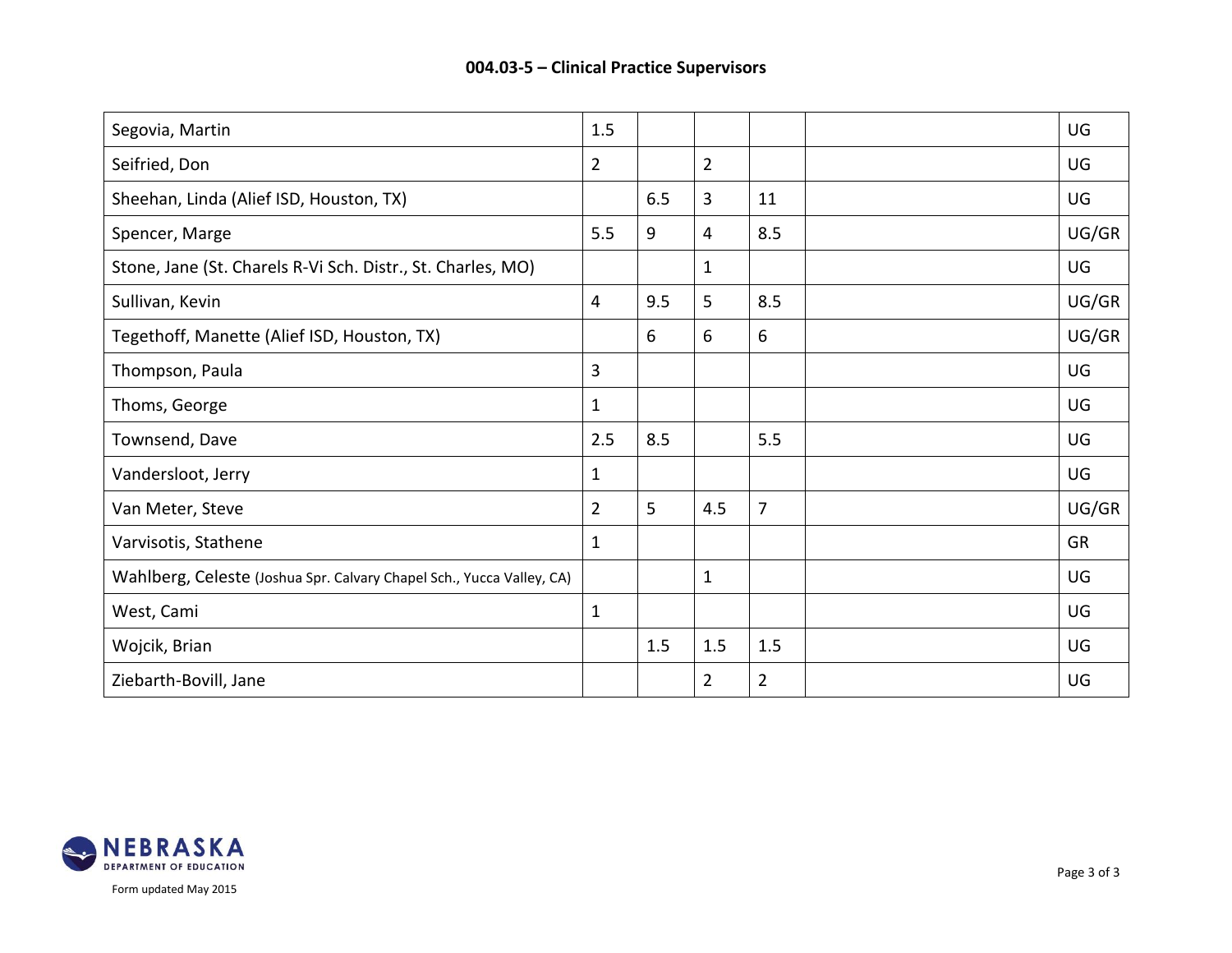**004.03-5 – Clinical Practice Supervisors**

| | | | | | | |
|---|---|---|---|---|---|---|
| Segovia, Martin | 1.5 | | | | | UG |
| Seifried, Don | 2 | | 2 | | | UG |
| Sheehan, Linda (Alief ISD, Houston, TX) | | 6.5 | 3 | 11 | | UG |
| Spencer, Marge | 5.5 | 9 | 4 | 8.5 | | UG/GR |
| Stone, Jane (St. Charels R-Vi Sch. Distr., St. Charles, MO) | | | 1 | | | UG |
| Sullivan, Kevin | 4 | 9.5 | 5 | 8.5 | | UG/GR |
| Tegethoff, Manette (Alief ISD, Houston, TX) | | 6 | 6 | 6 | | UG/GR |
| Thompson, Paula | 3 | | | | | UG |
| Thoms, George | 1 | | | | | UG |
| Townsend, Dave | 2.5 | 8.5 | | 5.5 | | UG |
| Vandersloot, Jerry | 1 | | | | | UG |
| Van Meter, Steve | 2 | 5 | 4.5 | 7 | | UG/GR |
| Varvisotis, Stathene | 1 | | | | | GR |
| Wahlberg, Celeste (Joshua Spr. Calvary Chapel Sch., Yucca Valley, CA) | | | 1 | | | UG |
| West, Cami | 1 | | | | | UG |
| Wojcik, Brian | | 1.5 | 1.5 | 1.5 | | UG |
| Ziebarth-Bovill, Jane | | | 2 | 2 | | UG |

NEBRASKA DEPARTMENT OF EDUCATION

Form updated May 2015